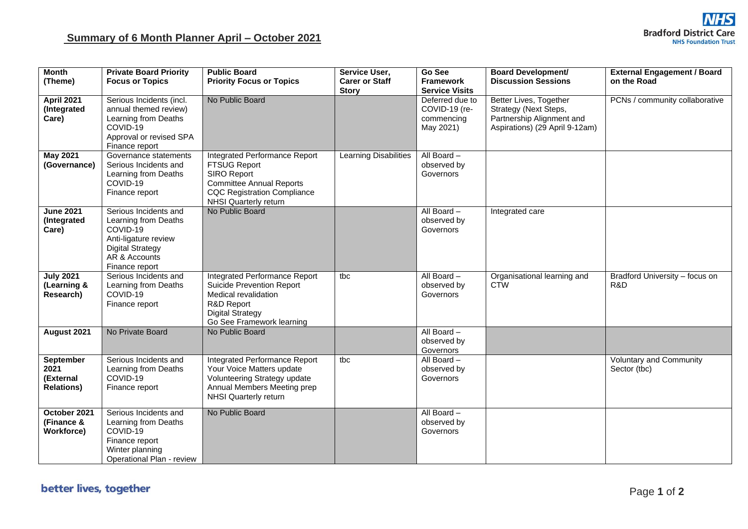## Summary of 6 Month Planner April – October 2021

| Month (Theme) | Private Board Priority Focus or Topics | Public Board Priority Focus or Topics | Service User, Carer or Staff Story | Go See Framework Service Visits | Board Development/ Discussion Sessions | External Engagement / Board on the Road |
|---|---|---|---|---|---|---|
| **April 2021 (Integrated Care)** | Serious Incidents (incl. annual themed review)<br>Learning from Deaths<br>COVID-19<br>Approval or revised SPA<br>Finance report | No Public Board | | Deferred due to COVID-19 (re-commencing May 2021) | Better Lives, Together Strategy (Next Steps, Partnership Alignment and Aspirations) (29 April 9-12am) | PCNs / community collaborative |
| **May 2021 (Governance)** | Governance statements<br>Serious Incidents and Learning from Deaths<br>COVID-19<br>Finance report | Integrated Performance Report<br>FTSUG Report<br>SIRO Report<br>Committee Annual Reports<br>CQC Registration Compliance<br>NHSI Quarterly return | Learning Disabilities | All Board – observed by Governors | | |
| **June 2021 (Integrated Care)** | Serious Incidents and Learning from Deaths<br>COVID-19<br>Anti-ligature review<br>Digital Strategy<br>AR & Accounts<br>Finance report | No Public Board | | All Board – observed by Governors | Integrated care | |
| **July 2021 (Learning & Research)** | Serious Incidents and Learning from Deaths<br>COVID-19<br>Finance report | Integrated Performance Report<br>Suicide Prevention Report<br>Medical revalidation<br>R&D Report<br>Digital Strategy<br>Go See Framework learning | tbc | All Board – observed by Governors | Organisational learning and CTW | Bradford University – focus on R&D |
| **August 2021** | No Private Board | No Public Board | | All Board – observed by Governors | | |
| **September 2021 (External Relations)** | Serious Incidents and Learning from Deaths<br>COVID-19<br>Finance report | Integrated Performance Report<br>Your Voice Matters update<br>Volunteering Strategy update<br>Annual Members Meeting prep<br>NHSI Quarterly return | tbc | All Board – observed by Governors | | Voluntary and Community Sector (tbc) |
| **October 2021 (Finance & Workforce)** | Serious Incidents and Learning from Deaths<br>COVID-19<br>Finance report<br>Winter planning<br>Operational Plan - review | No Public Board | | All Board – observed by Governors | | |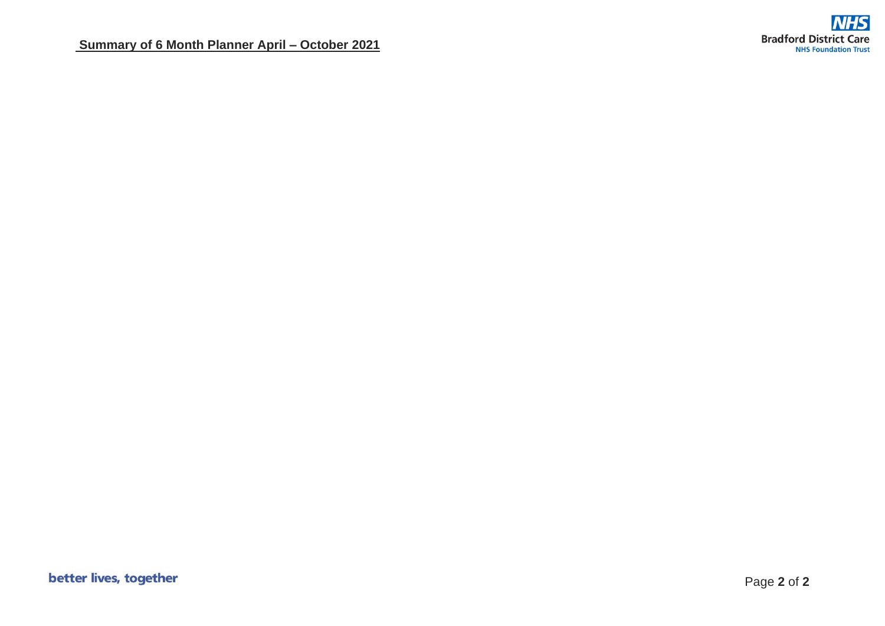**Summary of 6 Month Planner April – October 2021**